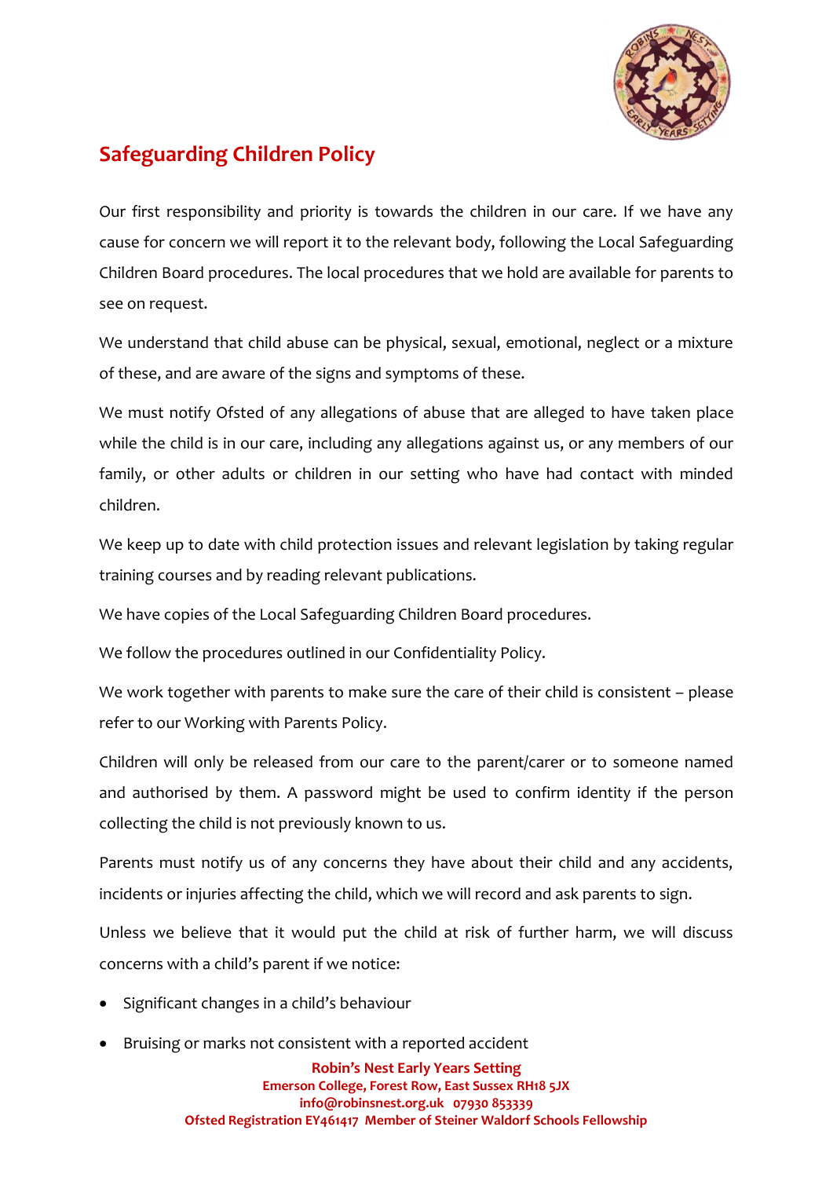# Safeguarding Children Policy

Our first responsibility and priority is towards the children in our care. If we have any cause for concern we will report it to the relevant body, following the Local Safeguarding Children Board procedures. The local procedures that we hold are available for parents to see on request.

We understand that child abuse can be physical, sexual, emotional, neglect or a mixture of these, and are aware of the signs and symptoms of these.

We must notify Ofsted of any allegations of abuse that are alleged to have taken place while the child is in our care, including any allegations against us, or any members of our family, or other adults or children in our setting who have had contact with minded children.

We keep up to date with child protection issues and relevant legislation by taking regular training courses and by reading relevant publications.

We have copies of the Local Safeguarding Children Board procedures.

We follow the procedures outlined in our Confidentiality Policy.

We work together with parents to make sure the care of their child is consistent – please refer to our Working with Parents Policy.

Children will only be released from our care to the parent/carer or to someone named and authorised by them. A password might be used to confirm identity if the person collecting the child is not previously known to us.

Parents must notify us of any concerns they have about their child and any accidents, incidents or injuries affecting the child, which we will record and ask parents to sign.

Unless we believe that it would put the child at risk of further harm, we will discuss concerns with a child's parent if we notice:

- Significant changes in a child's behaviour
- Bruising or marks not consistent with a reported accident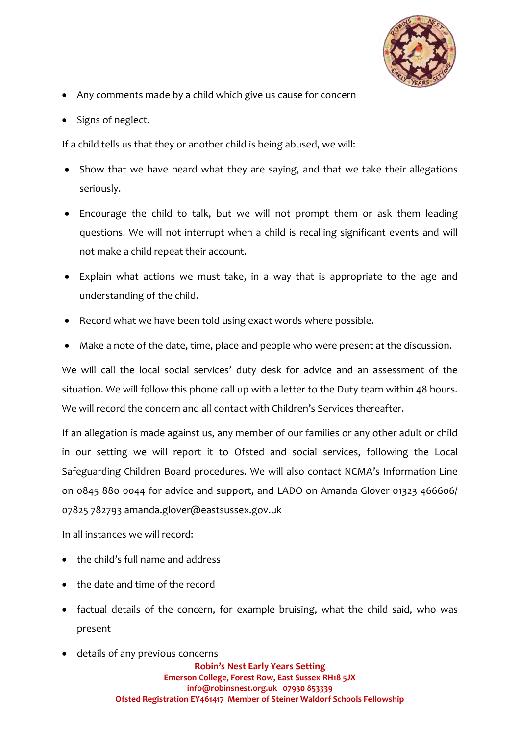- Any comments made by a child which give us cause for concern
- Signs of neglect.

If a child tells us that they or another child is being abused, we will:

- Show that we have heard what they are saying, and that we take their allegations seriously.
- Encourage the child to talk, but we will not prompt them or ask them leading questions. We will not interrupt when a child is recalling significant events and will not make a child repeat their account.
- Explain what actions we must take, in a way that is appropriate to the age and understanding of the child.
- Record what we have been told using exact words where possible.
- Make a note of the date, time, place and people who were present at the discussion.

We will call the local social services' duty desk for advice and an assessment of the situation. We will follow this phone call up with a letter to the Duty team within 48 hours. We will record the concern and all contact with Children's Services thereafter.

If an allegation is made against us, any member of our families or any other adult or child in our setting we will report it to Ofsted and social services, following the Local Safeguarding Children Board procedures. We will also contact NCMA's Information Line on 0845 880 0044 for advice and support, and LADO on Amanda Glover 01323 466606/ 07825 782793 amanda.glover@eastsussex.gov.uk

In all instances we will record:

- the child's full name and address
- the date and time of the record
- factual details of the concern, for example bruising, what the child said, who was present
- details of any previous concerns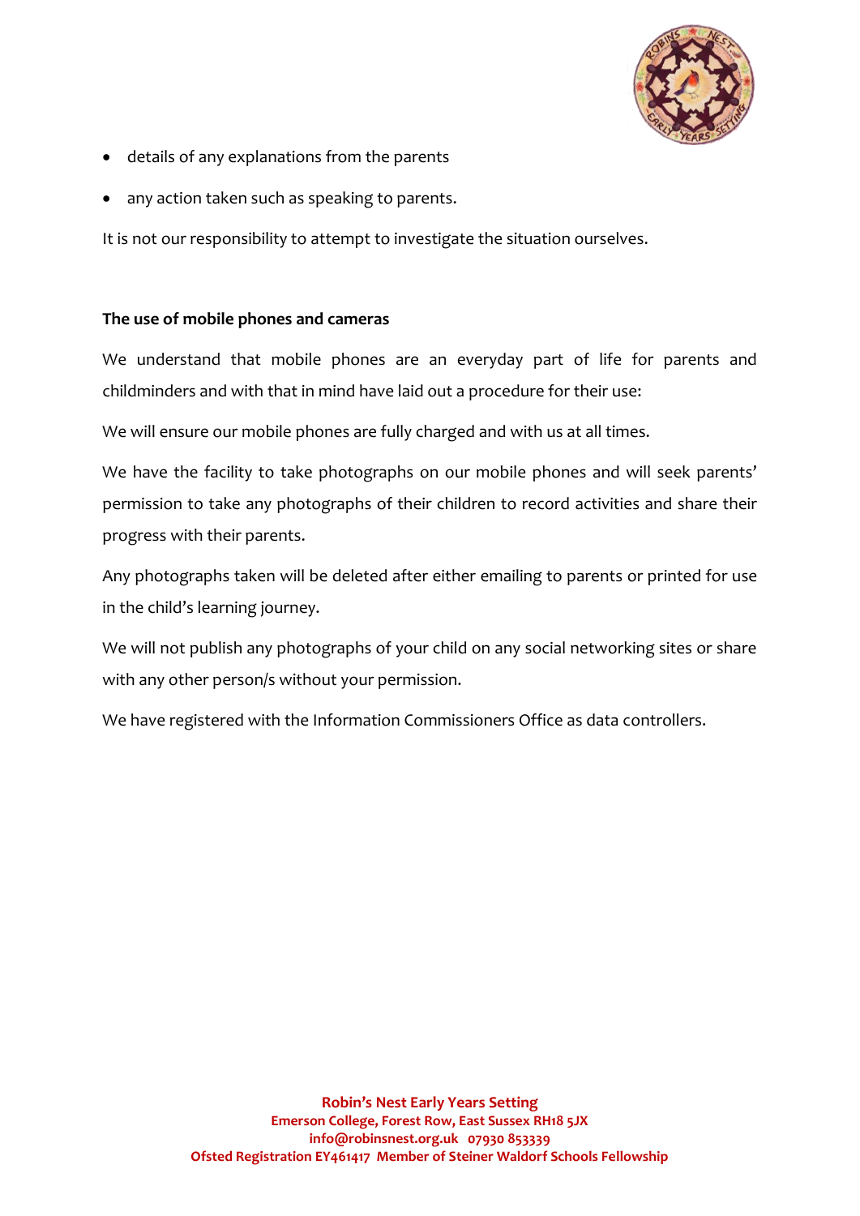- details of any explanations from the parents
- any action taken such as speaking to parents.

It is not our responsibility to attempt to investigate the situation ourselves.

**The use of mobile phones and cameras**

We understand that mobile phones are an everyday part of life for parents and childminders and with that in mind have laid out a procedure for their use:

We will ensure our mobile phones are fully charged and with us at all times.

We have the facility to take photographs on our mobile phones and will seek parents' permission to take any photographs of their children to record activities and share their progress with their parents.

Any photographs taken will be deleted after either emailing to parents or printed for use in the child's learning journey.

We will not publish any photographs of your child on any social networking sites or share with any other person/s without your permission.

We have registered with the Information Commissioners Office as data controllers.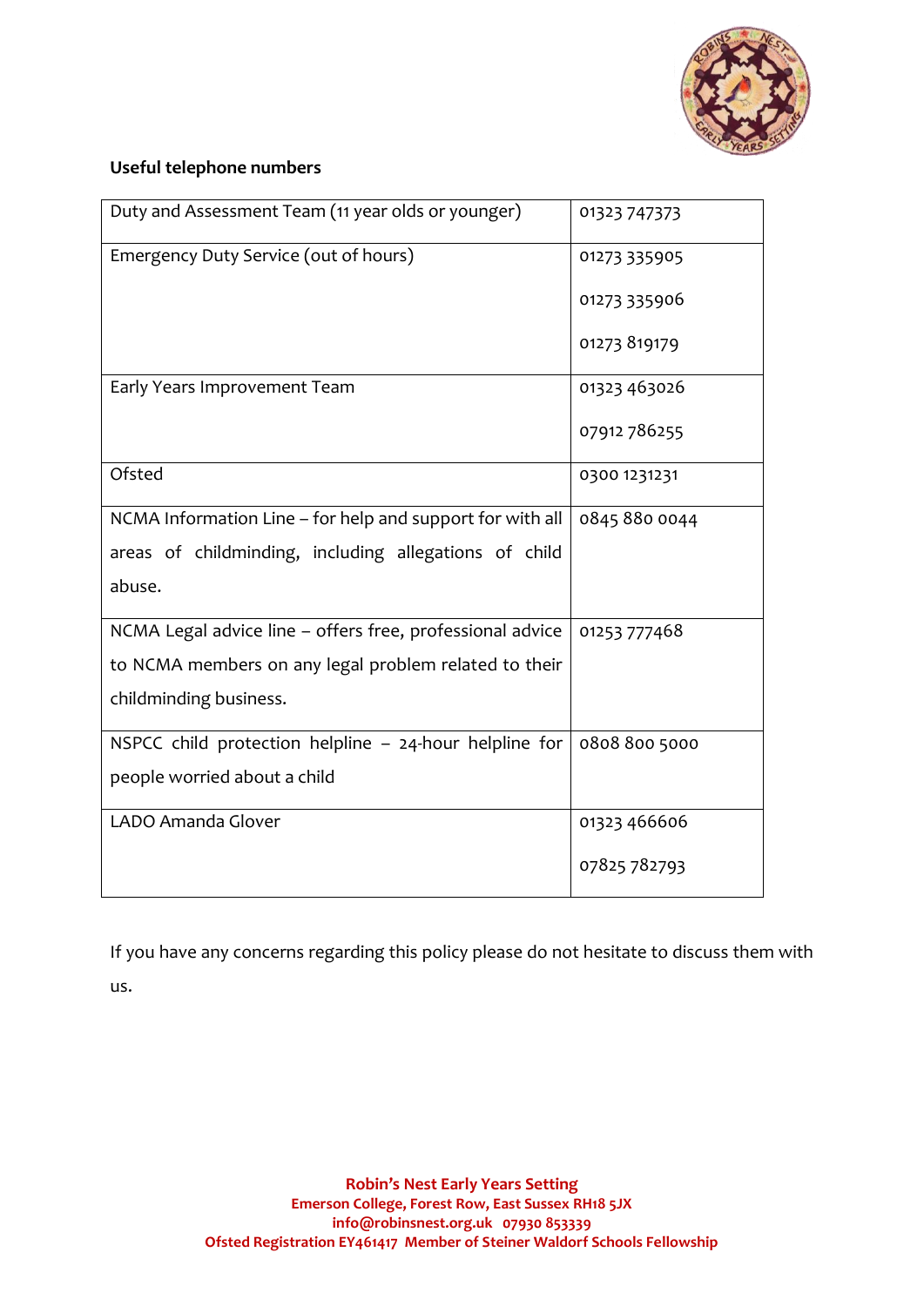**Useful telephone numbers**

| | |
|---|---|
| Duty and Assessment Team (11 year olds or younger) | 01323 747373 |
| Emergency Duty Service (out of hours) | 01273 335905<br>01273 335906<br>01273 819179 |
| Early Years Improvement Team | 01323 463026<br>07912 786255 |
| Ofsted | 0300 1231231 |
| NCMA Information Line – for help and support for with all areas of childminding, including allegations of child abuse. | 0845 880 0044 |
| NCMA Legal advice line – offers free, professional advice to NCMA members on any legal problem related to their childminding business. | 01253 777468 |
| NSPCC child protection helpline – 24-hour helpline for people worried about a child | 0808 800 5000 |
| LADO Amanda Glover | 01323 466606<br>07825 782793 |

If you have any concerns regarding this policy please do not hesitate to discuss them with us.

**Robin's Nest Early Years Setting**
**Emerson College, Forest Row, East Sussex RH18 5JX**
**info@robinsnest.org.uk 07930 853339**
**Ofsted Registration EY461417 Member of Steiner Waldorf Schools Fellowship**